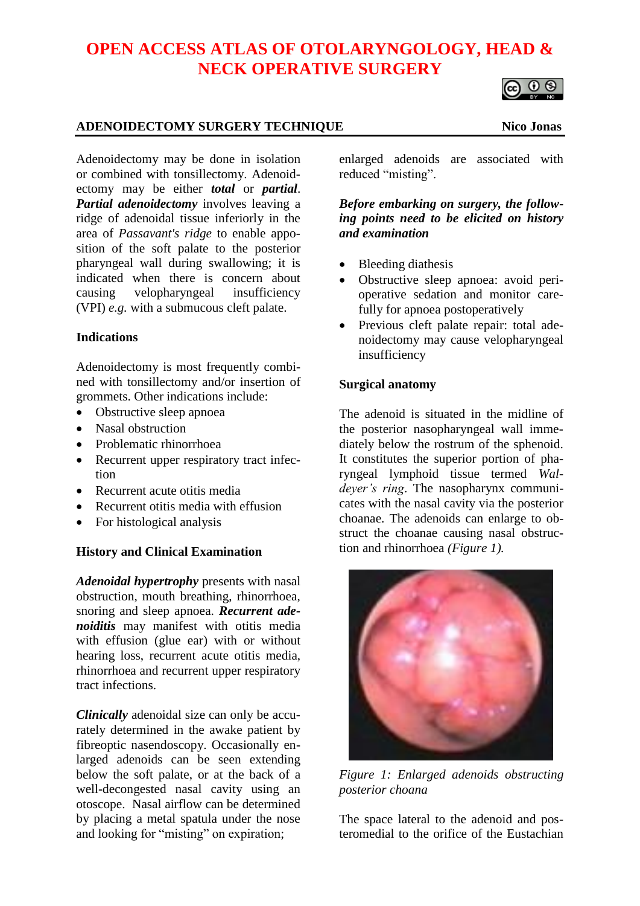# OPEN ACCESS ATLAS OF OTOLARYNGOLOGY, HEAD & NECK OPERATIVE SURGERY

## ADENOIDECTOMY SURGERY TECHNIQUE

**Nico Jonas**

Adenoidectomy may be done in isolation or combined with tonsillectomy. Adenoidectomy may be either ***total*** or ***partial***. ***Partial adenoidectomy*** involves leaving a ridge of adenoidal tissue inferiorly in the area of *Passavant's ridge* to enable apposition of the soft palate to the posterior pharyngeal wall during swallowing; it is indicated when there is concern about causing velopharyngeal insufficiency (VPI) *e.g.* with a submucous cleft palate.

### Indications

Adenoidectomy is most frequently combined with tonsillectomy and/or insertion of grommets. Other indications include:

- Obstructive sleep apnoea
- Nasal obstruction
- Problematic rhinorrhoea
- Recurrent upper respiratory tract infection
- Recurrent acute otitis media
- Recurrent otitis media with effusion
- For histological analysis

### History and Clinical Examination

***Adenoidal hypertrophy*** presents with nasal obstruction, mouth breathing, rhinorrhoea, snoring and sleep apnoea. ***Recurrent adenoiditis*** may manifest with otitis media with effusion (glue ear) with or without hearing loss, recurrent acute otitis media, rhinorrhoea and recurrent upper respiratory tract infections.

***Clinically*** adenoidal size can only be accurately determined in the awake patient by fibreoptic nasendoscopy. Occasionally enlarged adenoids can be seen extending below the soft palate, or at the back of a well-decongested nasal cavity using an otoscope. Nasal airflow can be determined by placing a metal spatula under the nose and looking for "misting" on expiration; enlarged adenoids are associated with reduced "misting".

***Before embarking on surgery, the following points need to be elicited on history and examination***

- Bleeding diathesis
- Obstructive sleep apnoea: avoid perioperative sedation and monitor carefully for apnoea postoperatively
- Previous cleft palate repair: total adenoidectomy may cause velopharyngeal insufficiency

### Surgical anatomy

The adenoid is situated in the midline of the posterior nasopharyngeal wall immediately below the rostrum of the sphenoid. It constitutes the superior portion of pharyngeal lymphoid tissue termed *Waldeyer's ring*. The nasopharynx communicates with the nasal cavity via the posterior choanae. The adenoids can enlarge to obstruct the choanae causing nasal obstruction and rhinorrhoea *(Figure 1).*

*Figure 1: Enlarged adenoids obstructing posterior choana*

The space lateral to the adenoid and posteromedial to the orifice of the Eustachian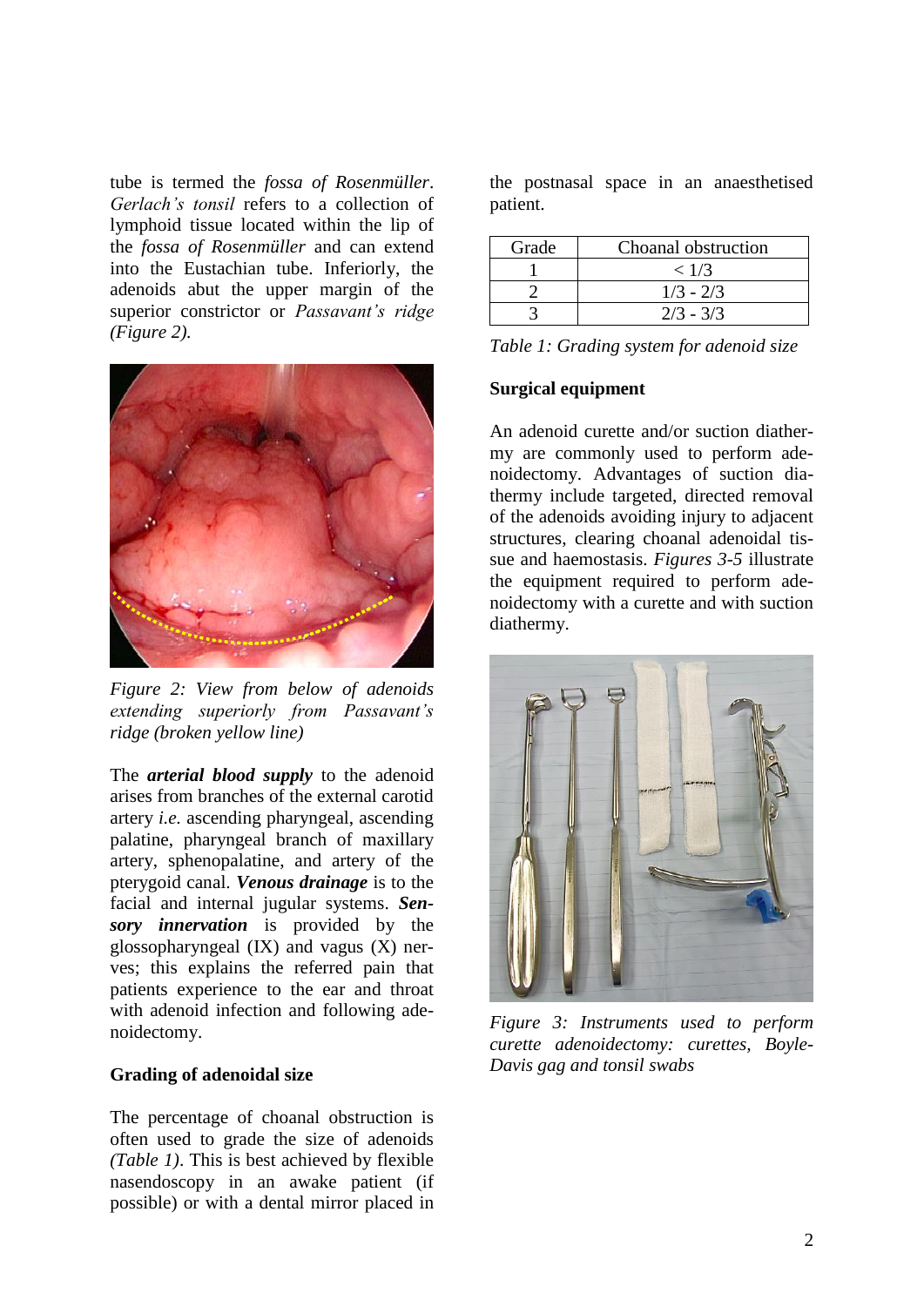tube is termed the *fossa of Rosenmüller*. *Gerlach's tonsil* refers to a collection of lymphoid tissue located within the lip of the *fossa of Rosenmüller* and can extend into the Eustachian tube. Inferiorly, the adenoids abut the upper margin of the superior constrictor or *Passavant's ridge (Figure 2).*

*Figure 2: View from below of adenoids extending superiorly from Passavant's ridge (broken yellow line)*

The ***arterial blood supply*** to the adenoid arises from branches of the external carotid artery *i.e.* ascending pharyngeal, ascending palatine, pharyngeal branch of maxillary artery, sphenopalatine, and artery of the pterygoid canal. ***Venous drainage*** is to the facial and internal jugular systems. ***Sensory innervation*** is provided by the glossopharyngeal (IX) and vagus (X) nerves; this explains the referred pain that patients experience to the ear and throat with adenoid infection and following adenoidectomy.

**Grading of adenoidal size**

The percentage of choanal obstruction is often used to grade the size of adenoids *(Table 1)*. This is best achieved by flexible nasendoscopy in an awake patient (if possible) or with a dental mirror placed in the postnasal space in an anaesthetised patient.

| Grade | Choanal obstruction |
|---|---|
| 1 | < 1/3 |
| 2 | 1/3 - 2/3 |
| 3 | 2/3 - 3/3 |

*Table 1: Grading system for adenoid size*

**Surgical equipment**

An adenoid curette and/or suction diathermy are commonly used to perform adenoidectomy. Advantages of suction diathermy include targeted, directed removal of the adenoids avoiding injury to adjacent structures, clearing choanal adenoidal tissue and haemostasis. *Figures 3-5* illustrate the equipment required to perform adenoidectomy with a curette and with suction diathermy.

*Figure 3: Instruments used to perform curette adenoidectomy: curettes, Boyle-Davis gag and tonsil swabs*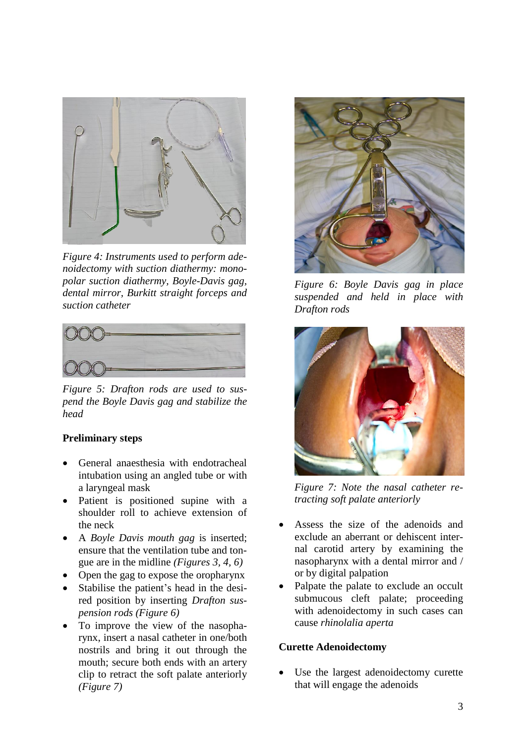*Figure 4: Instruments used to perform adenoidectomy with suction diathermy: monopolar suction diathermy, Boyle-Davis gag, dental mirror, Burkitt straight forceps and suction catheter*

*Figure 5: Drafton rods are used to suspend the Boyle Davis gag and stabilize the head*

**Preliminary steps**

- General anaesthesia with endotracheal intubation using an angled tube or with a laryngeal mask
- Patient is positioned supine with a shoulder roll to achieve extension of the neck
- A *Boyle Davis mouth gag* is inserted; ensure that the ventilation tube and tongue are in the midline *(Figures 3, 4, 6)*
- Open the gag to expose the oropharynx
- Stabilise the patient's head in the desired position by inserting *Drafton suspension rods (Figure 6)*
- To improve the view of the nasopharynx, insert a nasal catheter in one/both nostrils and bring it out through the mouth; secure both ends with an artery clip to retract the soft palate anteriorly *(Figure 7)*

*Figure 6: Boyle Davis gag in place suspended and held in place with Drafton rods*

*Figure 7: Note the nasal catheter retracting soft palate anteriorly*

- Assess the size of the adenoids and exclude an aberrant or dehiscent internal carotid artery by examining the nasopharynx with a dental mirror and / or by digital palpation
- Palpate the palate to exclude an occult submucous cleft palate; proceeding with adenoidectomy in such cases can cause *rhinolalia aperta*

**Curette Adenoidectomy**

- Use the largest adenoidectomy curette that will engage the adenoids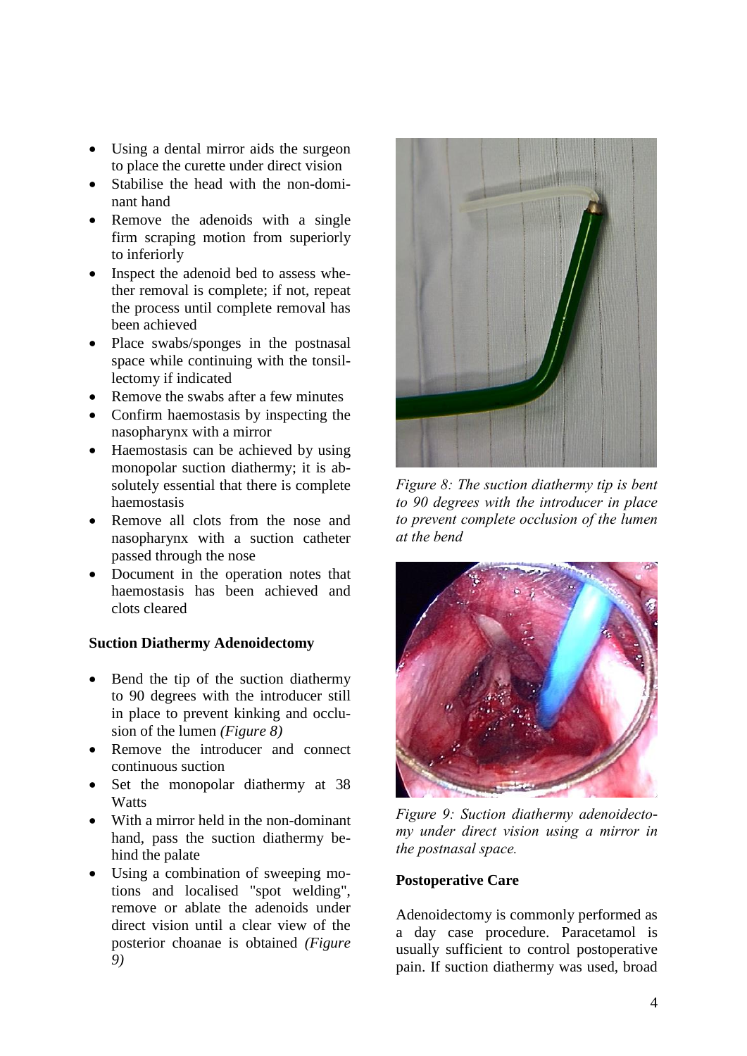- Using a dental mirror aids the surgeon to place the curette under direct vision
- Stabilise the head with the non-dominant hand
- Remove the adenoids with a single firm scraping motion from superiorly to inferiorly
- Inspect the adenoid bed to assess whether removal is complete; if not, repeat the process until complete removal has been achieved
- Place swabs/sponges in the postnasal space while continuing with the tonsillectomy if indicated
- Remove the swabs after a few minutes
- Confirm haemostasis by inspecting the nasopharynx with a mirror
- Haemostasis can be achieved by using monopolar suction diathermy; it is absolutely essential that there is complete haemostasis
- Remove all clots from the nose and nasopharynx with a suction catheter passed through the nose
- Document in the operation notes that haemostasis has been achieved and clots cleared

**Suction Diathermy Adenoidectomy**

- Bend the tip of the suction diathermy to 90 degrees with the introducer still in place to prevent kinking and occlusion of the lumen *(Figure 8)*
- Remove the introducer and connect continuous suction
- Set the monopolar diathermy at 38 Watts
- With a mirror held in the non-dominant hand, pass the suction diathermy behind the palate
- Using a combination of sweeping motions and localised "spot welding", remove or ablate the adenoids under direct vision until a clear view of the posterior choanae is obtained *(Figure 9)*

*Figure 8: The suction diathermy tip is bent to 90 degrees with the introducer in place to prevent complete occlusion of the lumen at the bend*

*Figure 9: Suction diathermy adenoidectomy under direct vision using a mirror in the postnasal space.*

**Postoperative Care**

Adenoidectomy is commonly performed as a day case procedure. Paracetamol is usually sufficient to control postoperative pain. If suction diathermy was used, broad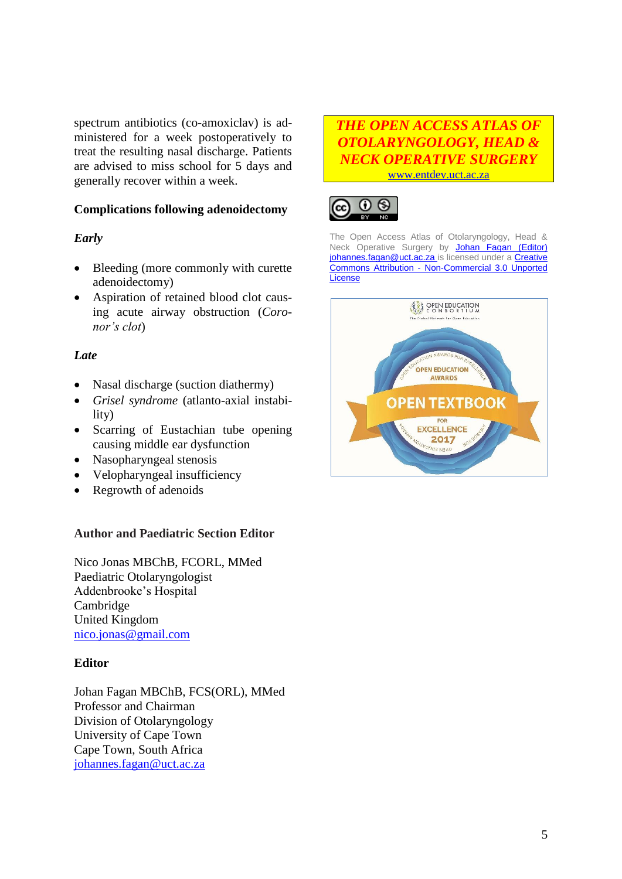spectrum antibiotics (co-amoxiclav) is administered for a week postoperatively to treat the resulting nasal discharge. Patients are advised to miss school for 5 days and generally recover within a week.

### Complications following adenoidectomy

#### *Early*

- Bleeding (more commonly with curette adenoidectomy)
- Aspiration of retained blood clot causing acute airway obstruction (*Coronor's clot*)

#### *Late*

- Nasal discharge (suction diathermy)
- *Grisel syndrome* (atlanto-axial instability)
- Scarring of Eustachian tube opening causing middle ear dysfunction
- Nasopharyngeal stenosis
- Velopharyngeal insufficiency
- Regrowth of adenoids

### Author and Paediatric Section Editor

Nico Jonas MBChB, FCORL, MMed
Paediatric Otolaryngologist
Addenbrooke's Hospital
Cambridge
United Kingdom
nico.jonas@gmail.com

### Editor

Johan Fagan MBChB, FCS(ORL), MMed
Professor and Chairman
Division of Otolaryngology
University of Cape Town
Cape Town, South Africa
johannes.fagan@uct.ac.za

***THE OPEN ACCESS ATLAS OF OTOLARYNGOLOGY, HEAD & NECK OPERATIVE SURGERY***
www.entdev.uct.ac.za

The Open Access Atlas of Otolaryngology, Head & Neck Operative Surgery by Johan Fagan (Editor) johannes.fagan@uct.ac.za is licensed under a Creative Commons Attribution - Non-Commercial 3.0 Unported License